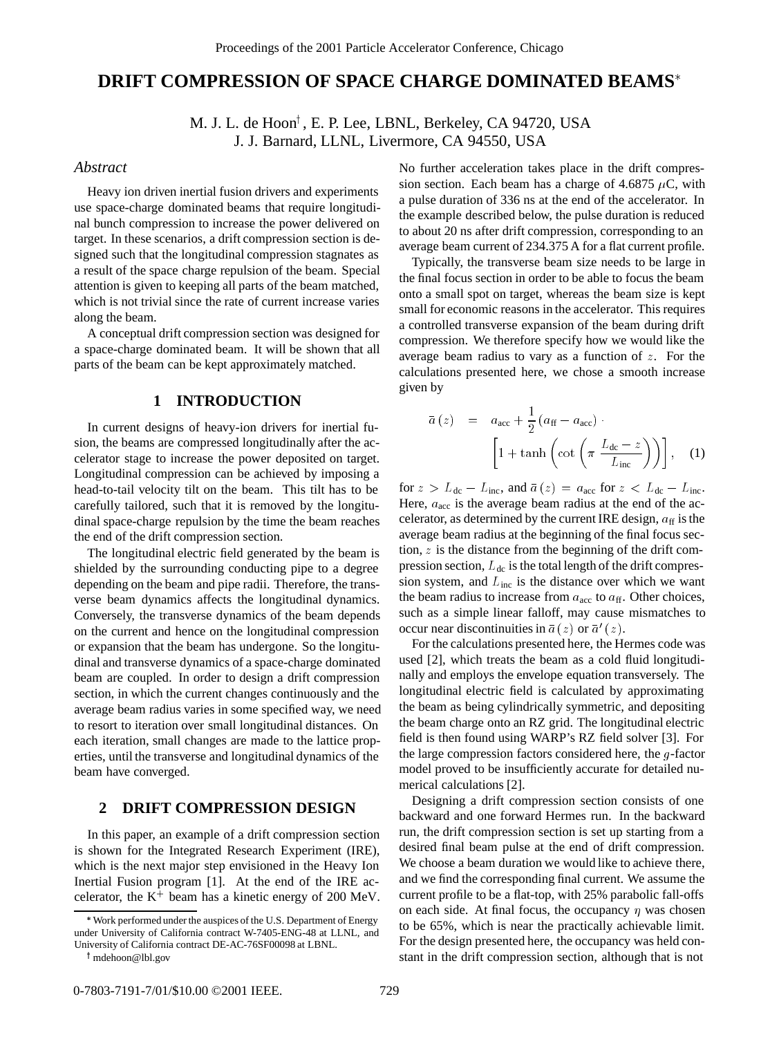# DRIFT COMPRESSION OF SPACE CHARGE DOMINATED BEAMS*

M. J. L. de Hoon†, E. P. Lee, LBNL, Berkeley, CA 94720, USA
J. J. Barnard, LLNL, Livermore, CA 94550, USA

## *Abstract*

Heavy ion driven inertial fusion drivers and experiments use space-charge dominated beams that require longitudinal bunch compression to increase the power delivered on target. In these scenarios, a drift compression section is designed such that the longitudinal compression stagnates as a result of the space charge repulsion of the beam. Special attention is given to keeping all parts of the beam matched, which is not trivial since the rate of current increase varies along the beam.

A conceptual drift compression section was designed for a space-charge dominated beam. It will be shown that all parts of the beam can be kept approximately matched.

## 1 INTRODUCTION

In current designs of heavy-ion drivers for inertial fusion, the beams are compressed longitudinally after the accelerator stage to increase the power deposited on target. Longitudinal compression can be achieved by imposing a head-to-tail velocity tilt on the beam. This tilt has to be carefully tailored, such that it is removed by the longitudinal space-charge repulsion by the time the beam reaches the end of the drift compression section.

The longitudinal electric field generated by the beam is shielded by the surrounding conducting pipe to a degree depending on the beam and pipe radii. Therefore, the transverse beam dynamics affects the longitudinal dynamics. Conversely, the transverse dynamics of the beam depends on the current and hence on the longitudinal compression or expansion that the beam has undergone. So the longitudinal and transverse dynamics of a space-charge dominated beam are coupled. In order to design a drift compression section, in which the current changes continuously and the average beam radius varies in some specified way, we need to resort to iteration over small longitudinal distances. On each iteration, small changes are made to the lattice properties, until the transverse and longitudinal dynamics of the beam have converged.

## 2 DRIFT COMPRESSION DESIGN

In this paper, an example of a drift compression section is shown for the Integrated Research Experiment (IRE), which is the next major step envisioned in the Heavy Ion Inertial Fusion program [1]. At the end of the IRE accelerator, the $K^+$ beam has a kinetic energy of 200 MeV. No further acceleration takes place in the drift compression section. Each beam has a charge of 4.6875 $\mu$C, with a pulse duration of 336 ns at the end of the accelerator. In the example described below, the pulse duration is reduced to about 20 ns after drift compression, corresponding to an average beam current of 234.375 A for a flat current profile.

Typically, the transverse beam size needs to be large in the final focus section in order to be able to focus the beam onto a small spot on target, whereas the beam size is kept small for economic reasons in the accelerator. This requires a controlled transverse expansion of the beam during drift compression. We therefore specify how we would like the average beam radius to vary as a function of $z$. For the calculations presented here, we chose a smooth increase given by

$$\bar{a}(z) = a_{\text{acc}} + \frac{1}{2}(a_{\text{ff}} - a_{\text{acc}}) \cdot \left[1 + \tanh\left(\cot\left(\pi \frac{L_{\text{dc}} - z}{L_{\text{inc}}}\right)\right)\right], \quad (1)$$

for $z > L_{\text{dc}} - L_{\text{inc}}$, and $\bar{a}(z) = a_{\text{acc}}$ for $z < L_{\text{dc}} - L_{\text{inc}}$. Here, $a_{\text{acc}}$ is the average beam radius at the end of the accelerator, as determined by the current IRE design, $a_{\text{ff}}$ is the average beam radius at the beginning of the final focus section, $z$ is the distance from the beginning of the drift compression section, $L_{\text{dc}}$ is the total length of the drift compression system, and $L_{\text{inc}}$ is the distance over which we want the beam radius to increase from $a_{\text{acc}}$ to $a_{\text{ff}}$. Other choices, such as a simple linear falloff, may cause mismatches to occur near discontinuities in $\bar{a}(z)$ or $\bar{a}'(z)$.

For the calculations presented here, the Hermes code was used [2], which treats the beam as a cold fluid longitudinally and employs the envelope equation transversely. The longitudinal electric field is calculated by approximating the beam as being cylindrically symmetric, and depositing the beam charge onto an RZ grid. The longitudinal electric field is then found using WARP's RZ field solver [3]. For the large compression factors considered here, the $g$-factor model proved to be insufficiently accurate for detailed numerical calculations [2].

Designing a drift compression section consists of one backward and one forward Hermes run. In the backward run, the drift compression section is set up starting from a desired final beam pulse at the end of drift compression. We choose a beam duration we would like to achieve there, and we find the corresponding final current. We assume the current profile to be a flat-top, with 25% parabolic fall-offs on each side. At final focus, the occupancy $\eta$ was chosen to be 65%, which is near the practically achievable limit. For the design presented here, the occupancy was held constant in the drift compression section, although that is not

* Work performed under the auspices of the U.S. Department of Energy under University of California contract W-7405-ENG-48 at LLNL, and University of California contract DE-AC-76SF00098 at LBNL.

† mdehoon@lbl.gov

0-7803-7191-7/01/$10.00 ©2001 IEEE.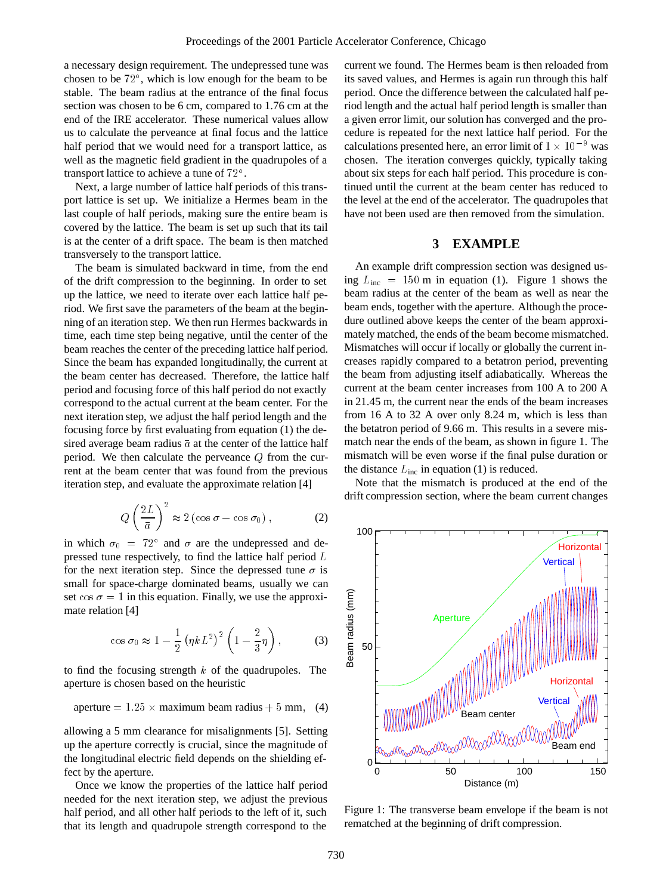a necessary design requirement. The undepressed tune was chosen to be $72°$, which is low enough for the beam to be stable. The beam radius at the entrance of the final focus section was chosen to be 6 cm, compared to 1.76 cm at the end of the IRE accelerator. These numerical values allow us to calculate the perveance at final focus and the lattice half period that we would need for a transport lattice, as well as the magnetic field gradient in the quadrupoles of a transport lattice to achieve a tune of $72°$.

Next, a large number of lattice half periods of this transport lattice is set up. We initialize a Hermes beam in the last couple of half periods, making sure the entire beam is covered by the lattice. The beam is set up such that its tail is at the center of a drift space. The beam is then matched transversely to the transport lattice.

The beam is simulated backward in time, from the end of the drift compression to the beginning. In order to set up the lattice, we need to iterate over each lattice half period. We first save the parameters of the beam at the beginning of an iteration step. We then run Hermes backwards in time, each time step being negative, until the center of the beam reaches the center of the preceding lattice half period. Since the beam has expanded longitudinally, the current at the beam center has decreased. Therefore, the lattice half period and focusing force of this half period do not exactly correspond to the actual current at the beam center. For the next iteration step, we adjust the half period length and the focusing force by first evaluating from equation (1) the desired average beam radius $\bar{a}$ at the center of the lattice half period. We then calculate the perveance $Q$ from the current at the beam center that was found from the previous iteration step, and evaluate the approximate relation [4]

$$Q\left(\frac{2L}{\bar{a}}\right)^2 \approx 2\left(\cos\sigma - \cos\sigma_0\right), \quad (2)$$

in which $\sigma_0 = 72°$ and $\sigma$ are the undepressed and depressed tune respectively, to find the lattice half period $L$ for the next iteration step. Since the depressed tune $\sigma$ is small for space-charge dominated beams, usually we can set $\cos\sigma = 1$ in this equation. Finally, we use the approximate relation [4]

$$\cos\sigma_0 \approx 1 - \frac{1}{2}\left(\eta k L^2\right)^2\left(1 - \frac{2}{3}\eta\right), \quad (3)$$

to find the focusing strength $k$ of the quadrupoles. The aperture is chosen based on the heuristic

$$\text{aperture} = 1.25 \times \text{maximum beam radius} + 5\ \text{mm}, \quad (4)$$

allowing a 5 mm clearance for misalignments [5]. Setting up the aperture correctly is crucial, since the magnitude of the longitudinal electric field depends on the shielding effect by the aperture.

Once we know the properties of the lattice half period needed for the next iteration step, we adjust the previous half period, and all other half periods to the left of it, such that its length and quadrupole strength correspond to the current we found. The Hermes beam is then reloaded from its saved values, and Hermes is again run through this half period. Once the difference between the calculated half period length and the actual half period length is smaller than a given error limit, our solution has converged and the procedure is repeated for the next lattice half period. For the calculations presented here, an error limit of $1 \times 10^{-9}$ was chosen. The iteration converges quickly, typically taking about six steps for each half period. This procedure is continued until the current at the beam center has reduced to the level at the end of the accelerator. The quadrupoles that have not been used are then removed from the simulation.

## 3 EXAMPLE

An example drift compression section was designed using $L_{\text{inc}} = 150$ m in equation (1). Figure 1 shows the beam radius at the center of the beam as well as near the beam ends, together with the aperture. Although the procedure outlined above keeps the center of the beam approximately matched, the ends of the beam become mismatched. Mismatches will occur if locally or globally the current increases rapidly compared to a betatron period, preventing the beam from adjusting itself adiabatically. Whereas the current at the beam center increases from 100 A to 200 A in 21.45 m, the current near the ends of the beam increases from 16 A to 32 A over only 8.24 m, which is less than the betatron period of 9.66 m. This results in a severe mismatch near the ends of the beam, as shown in figure 1. The mismatch will be even worse if the final pulse duration or the distance $L_{\text{inc}}$ in equation (1) is reduced.

Note that the mismatch is produced at the end of the drift compression section, where the beam current changes

Figure 1: The transverse beam envelope if the beam is not rematched at the beginning of drift compression.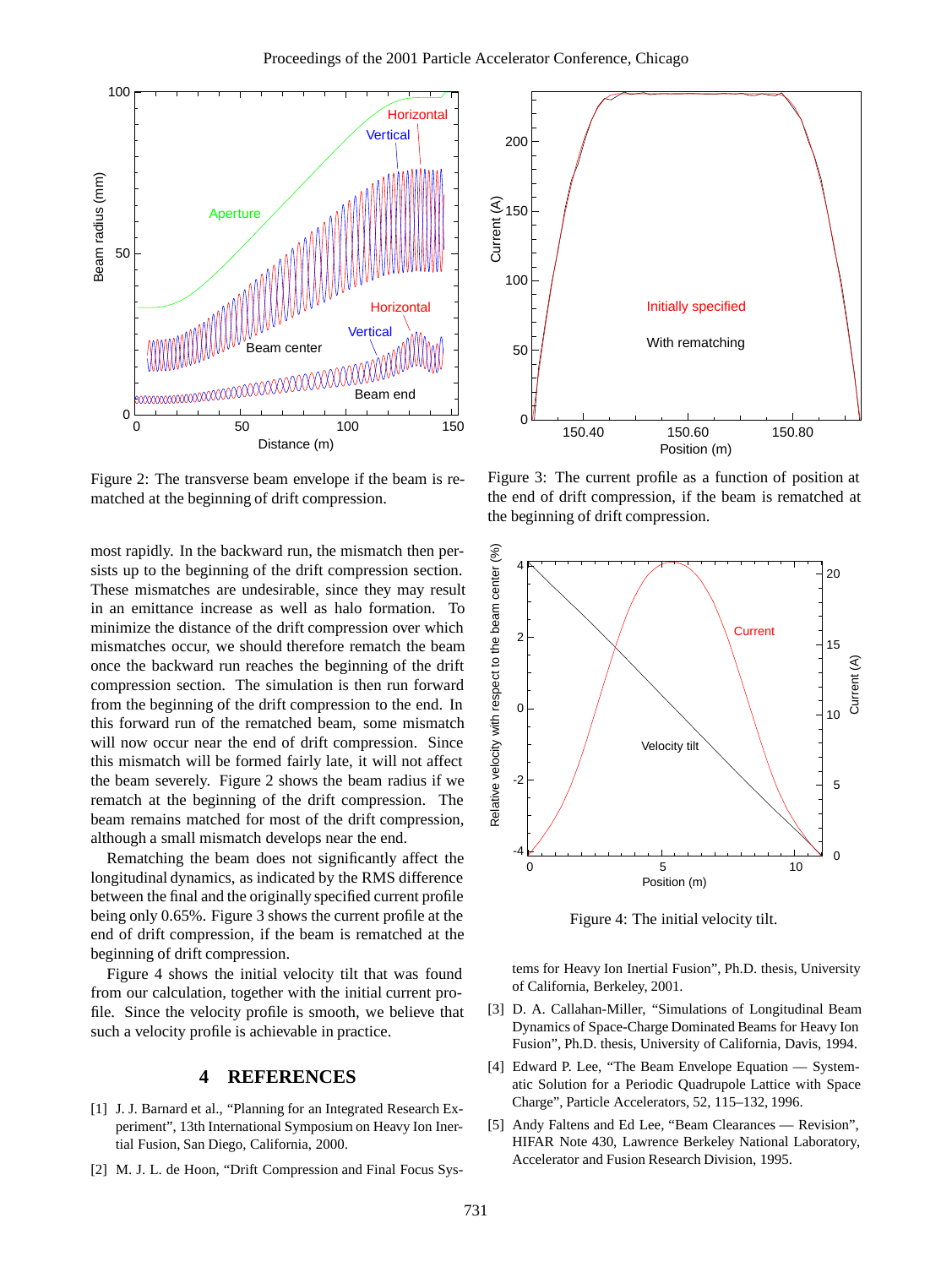100

Horizontal

Vertical

Aperture

Beam radius (mm)

50

Horizontal

Vertical

Beam center

Beam end

0

0 50 100 150

Distance (m)

Figure 2: The transverse beam envelope if the beam is rematched at the beginning of drift compression.

200

150

Current (A)

100

Initially specified

With rematching

50

0

150.40 150.60 150.80

Position (m)

Figure 3: The current profile as a function of position at the end of drift compression, if the beam is rematched at the beginning of drift compression.

most rapidly. In the backward run, the mismatch then persists up to the beginning of the drift compression section. These mismatches are undesirable, since they may result in an emittance increase as well as halo formation. To minimize the distance of the drift compression over which mismatches occur, we should therefore rematch the beam once the backward run reaches the beginning of the drift compression section. The simulation is then run forward from the beginning of the drift compression to the end. In this forward run of the rematched beam, some mismatch will now occur near the end of drift compression. Since this mismatch will be formed fairly late, it will not affect the beam severely. Figure 2 shows the beam radius if we rematch at the beginning of the drift compression. The beam remains matched for most of the drift compression, although a small mismatch develops near the end.

Rematching the beam does not significantly affect the longitudinal dynamics, as indicated by the RMS difference between the final and the originally specified current profile being only 0.65%. Figure 3 shows the current profile at the end of drift compression, if the beam is rematched at the beginning of drift compression.

Figure 4 shows the initial velocity tilt that was found from our calculation, together with the initial current profile. Since the velocity profile is smooth, we believe that such a velocity profile is achievable in practice.

Relative velocity with respect to the beam center (%)

4 2 0 -2 -4

Current

Velocity tilt

20 15 10 5 0

Current (A)

0 5 10

Position (m)

Figure 4: The initial velocity tilt.

## 4 REFERENCES

[1] J. J. Barnard et al., “Planning for an Integrated Research Experiment”, 13th International Symposium on Heavy Ion Inertial Fusion, San Diego, California, 2000.

[2] M. J. L. de Hoon, “Drift Compression and Final Focus Systems for Heavy Ion Inertial Fusion”, Ph.D. thesis, University of California, Berkeley, 2001.

[3] D. A. Callahan-Miller, “Simulations of Longitudinal Beam Dynamics of Space-Charge Dominated Beams for Heavy Ion Fusion”, Ph.D. thesis, University of California, Davis, 1994.

[4] Edward P. Lee, “The Beam Envelope Equation — Systematic Solution for a Periodic Quadrupole Lattice with Space Charge”, Particle Accelerators, 52, 115–132, 1996.

[5] Andy Faltens and Ed Lee, “Beam Clearances — Revision”, HIFAR Note 430, Lawrence Berkeley National Laboratory, Accelerator and Fusion Research Division, 1995.